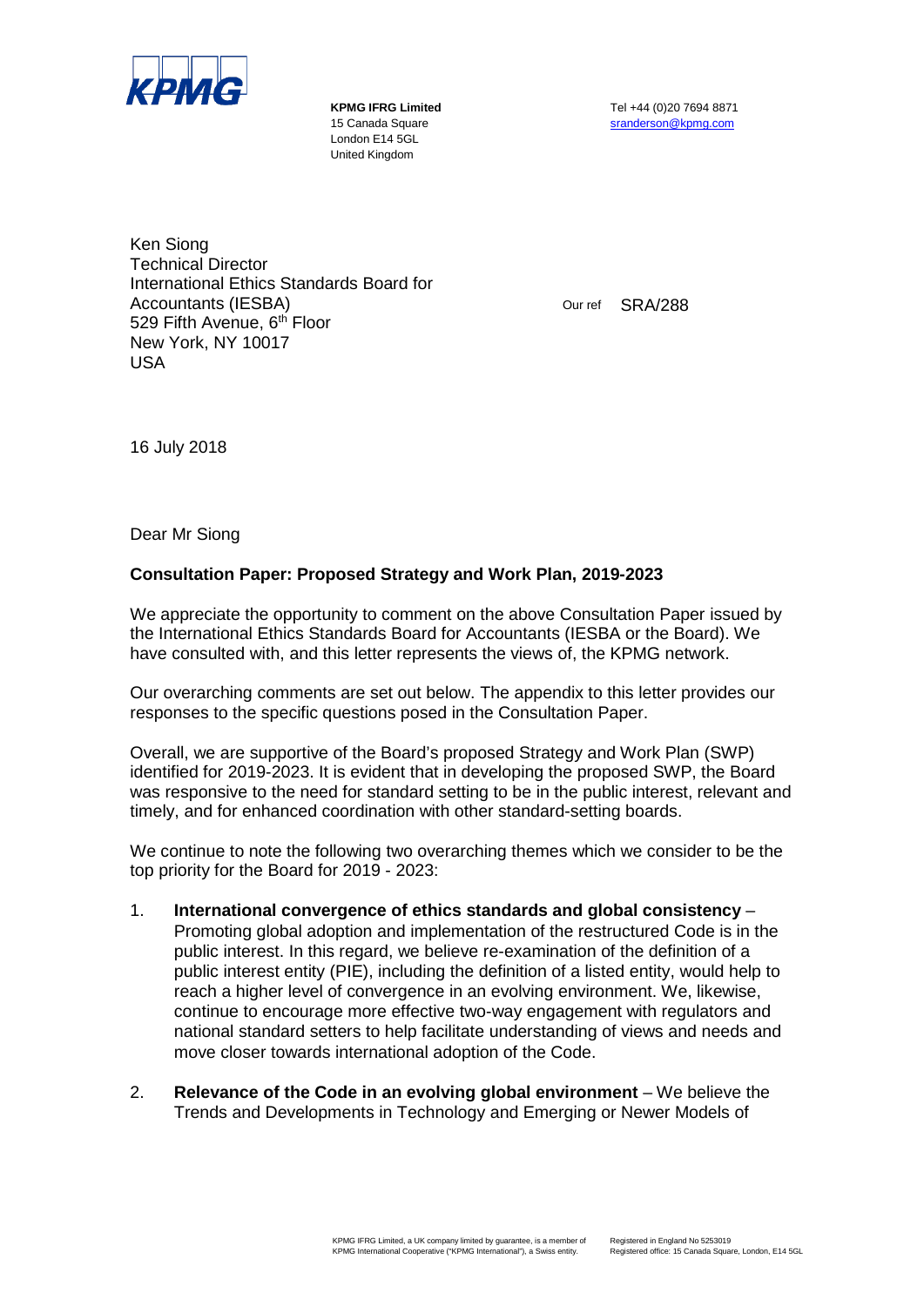**KPMG IFRG Limited**
15 Canada Square
London E14 5GL
United Kingdom

Tel +44 (0)20 7694 8871
sranderson@kpmg.com

Ken Siong
Technical Director
International Ethics Standards Board for Accountants (IESBA)
529 Fifth Avenue, 6th Floor
New York, NY 10017
USA

Our ref SRA/288

16 July 2018

Dear Mr Siong

**Consultation Paper: Proposed Strategy and Work Plan, 2019-2023**

We appreciate the opportunity to comment on the above Consultation Paper issued by the International Ethics Standards Board for Accountants (IESBA or the Board). We have consulted with, and this letter represents the views of, the KPMG network.

Our overarching comments are set out below. The appendix to this letter provides our responses to the specific questions posed in the Consultation Paper.

Overall, we are supportive of the Board's proposed Strategy and Work Plan (SWP) identified for 2019-2023. It is evident that in developing the proposed SWP, the Board was responsive to the need for standard setting to be in the public interest, relevant and timely, and for enhanced coordination with other standard-setting boards.

We continue to note the following two overarching themes which we consider to be the top priority for the Board for 2019 - 2023:

1. **International convergence of ethics standards and global consistency** – Promoting global adoption and implementation of the restructured Code is in the public interest. In this regard, we believe re-examination of the definition of a public interest entity (PIE), including the definition of a listed entity, would help to reach a higher level of convergence in an evolving environment. We, likewise, continue to encourage more effective two-way engagement with regulators and national standard setters to help facilitate understanding of views and needs and move closer towards international adoption of the Code.

2. **Relevance of the Code in an evolving global environment** – We believe the Trends and Developments in Technology and Emerging or Newer Models of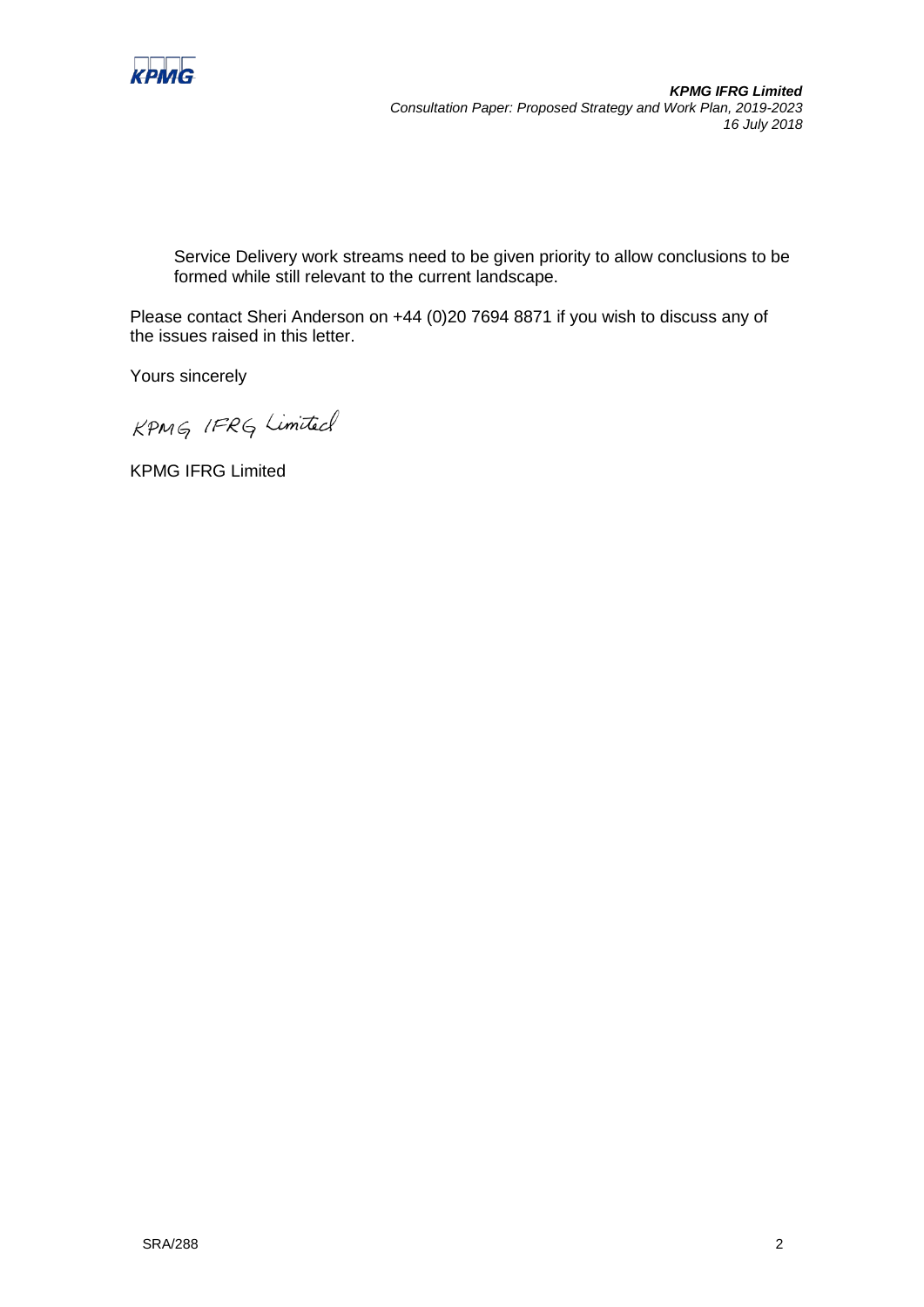Service Delivery work streams need to be given priority to allow conclusions to be formed while still relevant to the current landscape.

Please contact Sheri Anderson on +44 (0)20 7694 8871 if you wish to discuss any of the issues raised in this letter.

Yours sincerely

KPMG IFRG Limited

KPMG IFRG Limited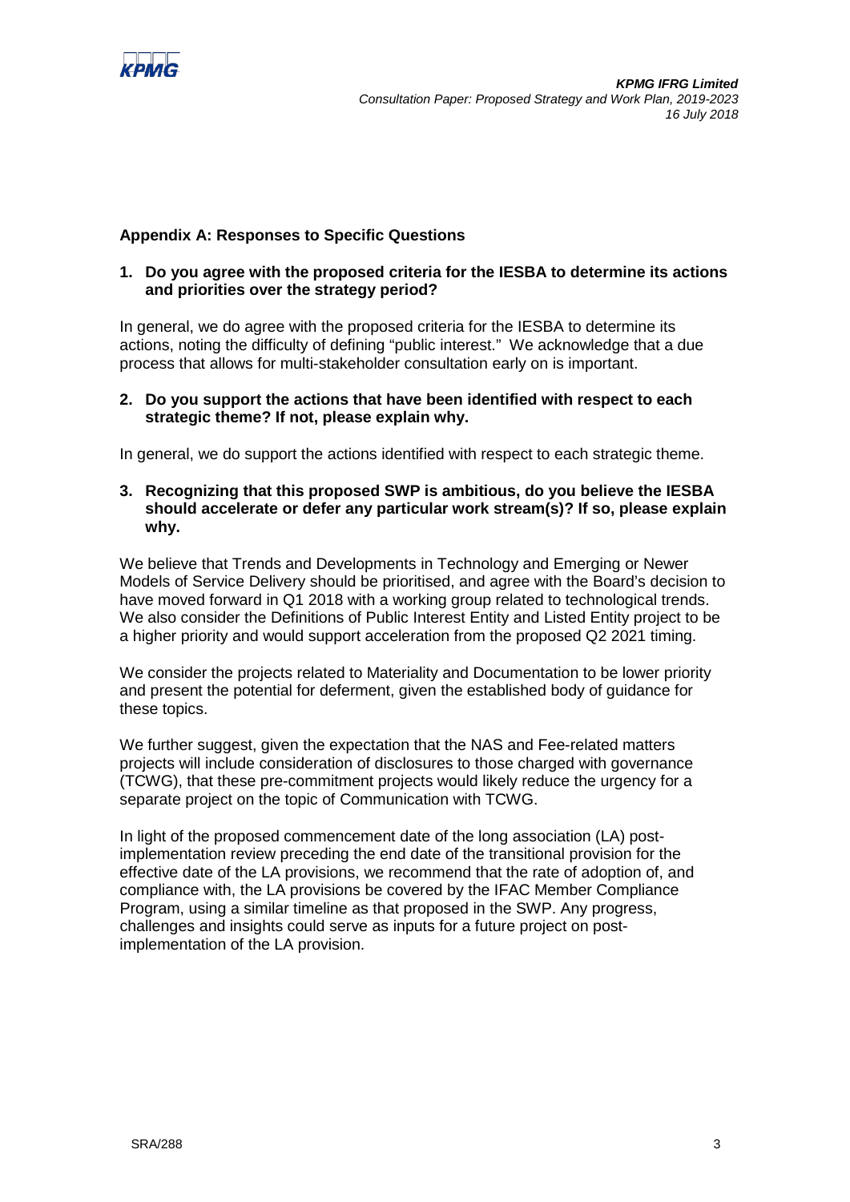## Appendix A: Responses to Specific Questions

**1. Do you agree with the proposed criteria for the IESBA to determine its actions and priorities over the strategy period?**

In general, we do agree with the proposed criteria for the IESBA to determine its actions, noting the difficulty of defining "public interest." We acknowledge that a due process that allows for multi-stakeholder consultation early on is important.

**2. Do you support the actions that have been identified with respect to each strategic theme? If not, please explain why.**

In general, we do support the actions identified with respect to each strategic theme.

**3. Recognizing that this proposed SWP is ambitious, do you believe the IESBA should accelerate or defer any particular work stream(s)? If so, please explain why.**

We believe that Trends and Developments in Technology and Emerging or Newer Models of Service Delivery should be prioritised, and agree with the Board's decision to have moved forward in Q1 2018 with a working group related to technological trends. We also consider the Definitions of Public Interest Entity and Listed Entity project to be a higher priority and would support acceleration from the proposed Q2 2021 timing.

We consider the projects related to Materiality and Documentation to be lower priority and present the potential for deferment, given the established body of guidance for these topics.

We further suggest, given the expectation that the NAS and Fee-related matters projects will include consideration of disclosures to those charged with governance (TCWG), that these pre-commitment projects would likely reduce the urgency for a separate project on the topic of Communication with TCWG.

In light of the proposed commencement date of the long association (LA) post-implementation review preceding the end date of the transitional provision for the effective date of the LA provisions, we recommend that the rate of adoption of, and compliance with, the LA provisions be covered by the IFAC Member Compliance Program, using a similar timeline as that proposed in the SWP. Any progress, challenges and insights could serve as inputs for a future project on post-implementation of the LA provision.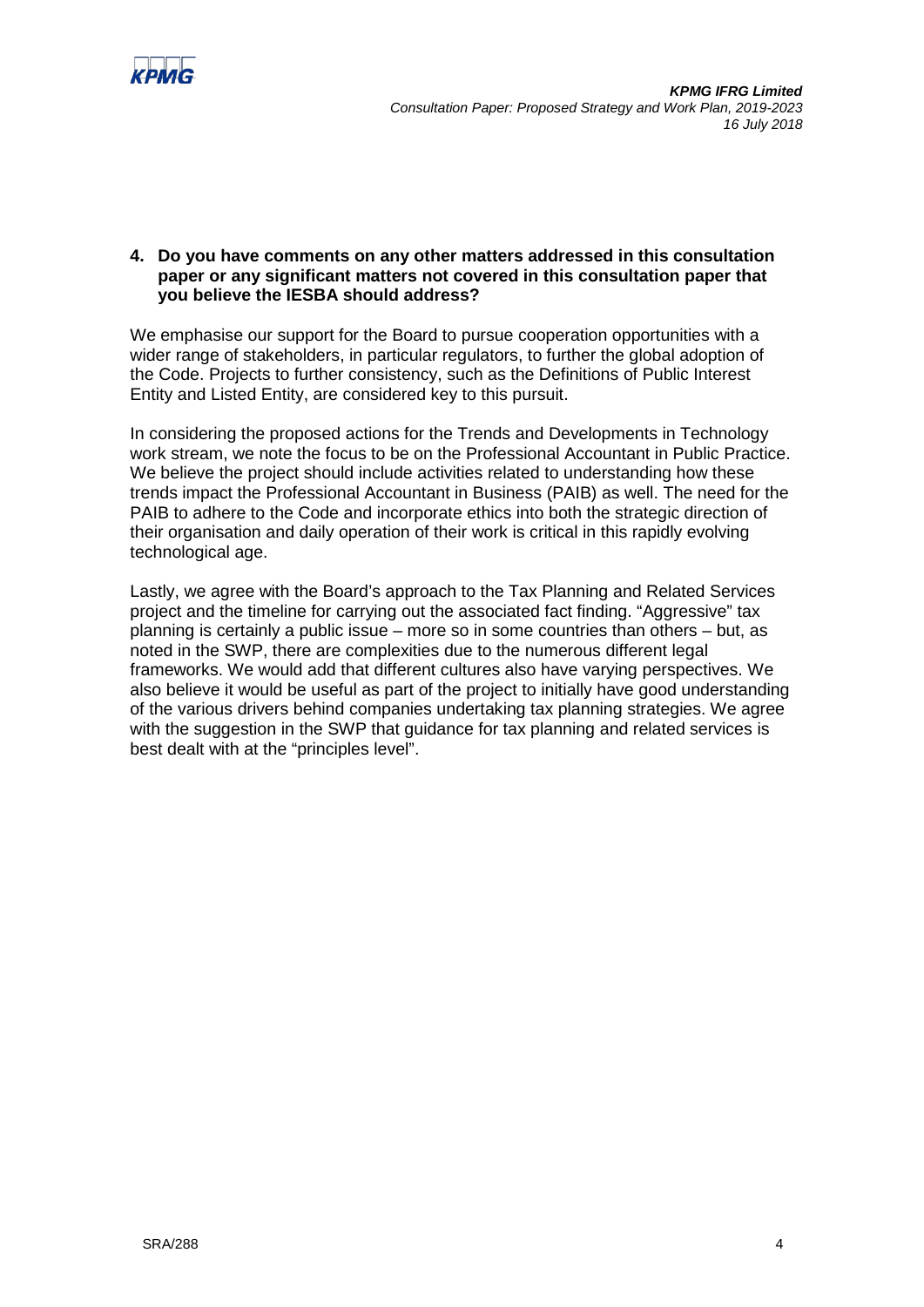**4. Do you have comments on any other matters addressed in this consultation paper or any significant matters not covered in this consultation paper that you believe the IESBA should address?**

We emphasise our support for the Board to pursue cooperation opportunities with a wider range of stakeholders, in particular regulators, to further the global adoption of the Code. Projects to further consistency, such as the Definitions of Public Interest Entity and Listed Entity, are considered key to this pursuit.

In considering the proposed actions for the Trends and Developments in Technology work stream, we note the focus to be on the Professional Accountant in Public Practice. We believe the project should include activities related to understanding how these trends impact the Professional Accountant in Business (PAIB) as well. The need for the PAIB to adhere to the Code and incorporate ethics into both the strategic direction of their organisation and daily operation of their work is critical in this rapidly evolving technological age.

Lastly, we agree with the Board's approach to the Tax Planning and Related Services project and the timeline for carrying out the associated fact finding. "Aggressive" tax planning is certainly a public issue – more so in some countries than others – but, as noted in the SWP, there are complexities due to the numerous different legal frameworks. We would add that different cultures also have varying perspectives. We also believe it would be useful as part of the project to initially have good understanding of the various drivers behind companies undertaking tax planning strategies. We agree with the suggestion in the SWP that guidance for tax planning and related services is best dealt with at the "principles level".